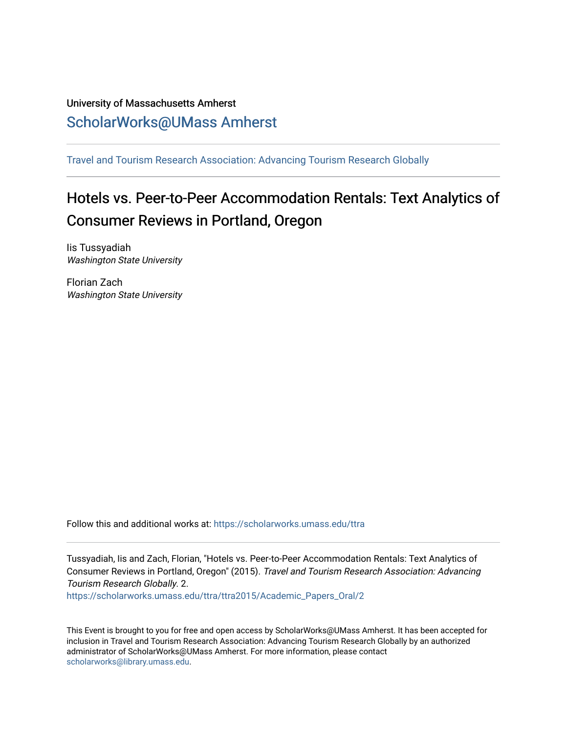University of Massachusetts Amherst

## ScholarWorks@UMass Amherst

Travel and Tourism Research Association: Advancing Tourism Research Globally

# Hotels vs. Peer-to-Peer Accommodation Rentals: Text Analytics of Consumer Reviews in Portland, Oregon

Iis Tussyadiah
*Washington State University*

Florian Zach
*Washington State University*

Follow this and additional works at: https://scholarworks.umass.edu/ttra

Tussyadiah, Iis and Zach, Florian, "Hotels vs. Peer-to-Peer Accommodation Rentals: Text Analytics of Consumer Reviews in Portland, Oregon" (2015). *Travel and Tourism Research Association: Advancing Tourism Research Globally*. 2.
https://scholarworks.umass.edu/ttra/ttra2015/Academic_Papers_Oral/2

This Event is brought to you for free and open access by ScholarWorks@UMass Amherst. It has been accepted for inclusion in Travel and Tourism Research Association: Advancing Tourism Research Globally by an authorized administrator of ScholarWorks@UMass Amherst. For more information, please contact scholarworks@library.umass.edu.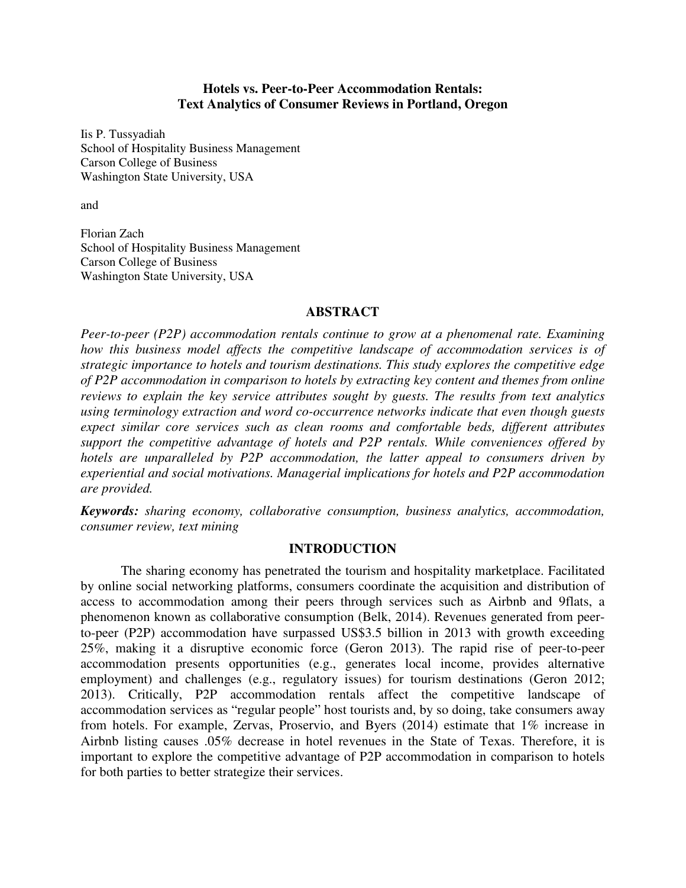# Hotels vs. Peer-to-Peer Accommodation Rentals: Text Analytics of Consumer Reviews in Portland, Oregon

Iis P. Tussyadiah
School of Hospitality Business Management
Carson College of Business
Washington State University, USA

and

Florian Zach
School of Hospitality Business Management
Carson College of Business
Washington State University, USA

## ABSTRACT

*Peer-to-peer (P2P) accommodation rentals continue to grow at a phenomenal rate. Examining how this business model affects the competitive landscape of accommodation services is of strategic importance to hotels and tourism destinations. This study explores the competitive edge of P2P accommodation in comparison to hotels by extracting key content and themes from online reviews to explain the key service attributes sought by guests. The results from text analytics using terminology extraction and word co-occurrence networks indicate that even though guests expect similar core services such as clean rooms and comfortable beds, different attributes support the competitive advantage of hotels and P2P rentals. While conveniences offered by hotels are unparalleled by P2P accommodation, the latter appeal to consumers driven by experiential and social motivations. Managerial implications for hotels and P2P accommodation are provided.*

***Keywords:*** *sharing economy, collaborative consumption, business analytics, accommodation, consumer review, text mining*

## INTRODUCTION

The sharing economy has penetrated the tourism and hospitality marketplace. Facilitated by online social networking platforms, consumers coordinate the acquisition and distribution of access to accommodation among their peers through services such as Airbnb and 9flats, a phenomenon known as collaborative consumption (Belk, 2014). Revenues generated from peer-to-peer (P2P) accommodation have surpassed US$3.5 billion in 2013 with growth exceeding 25%, making it a disruptive economic force (Geron 2013). The rapid rise of peer-to-peer accommodation presents opportunities (e.g., generates local income, provides alternative employment) and challenges (e.g., regulatory issues) for tourism destinations (Geron 2012; 2013). Critically, P2P accommodation rentals affect the competitive landscape of accommodation services as "regular people" host tourists and, by so doing, take consumers away from hotels. For example, Zervas, Proservio, and Byers (2014) estimate that 1% increase in Airbnb listing causes .05% decrease in hotel revenues in the State of Texas. Therefore, it is important to explore the competitive advantage of P2P accommodation in comparison to hotels for both parties to better strategize their services.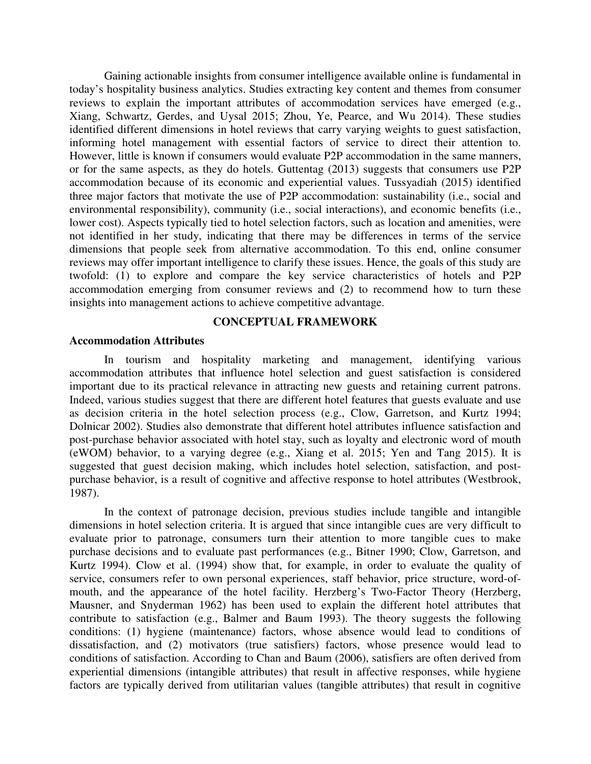Gaining actionable insights from consumer intelligence available online is fundamental in today's hospitality business analytics. Studies extracting key content and themes from consumer reviews to explain the important attributes of accommodation services have emerged (e.g., Xiang, Schwartz, Gerdes, and Uysal 2015; Zhou, Ye, Pearce, and Wu 2014). These studies identified different dimensions in hotel reviews that carry varying weights to guest satisfaction, informing hotel management with essential factors of service to direct their attention to. However, little is known if consumers would evaluate P2P accommodation in the same manners, or for the same aspects, as they do hotels. Guttentag (2013) suggests that consumers use P2P accommodation because of its economic and experiential values. Tussyadiah (2015) identified three major factors that motivate the use of P2P accommodation: sustainability (i.e., social and environmental responsibility), community (i.e., social interactions), and economic benefits (i.e., lower cost). Aspects typically tied to hotel selection factors, such as location and amenities, were not identified in her study, indicating that there may be differences in terms of the service dimensions that people seek from alternative accommodation. To this end, online consumer reviews may offer important intelligence to clarify these issues. Hence, the goals of this study are twofold: (1) to explore and compare the key service characteristics of hotels and P2P accommodation emerging from consumer reviews and (2) to recommend how to turn these insights into management actions to achieve competitive advantage.

## CONCEPTUAL FRAMEWORK

### Accommodation Attributes

In tourism and hospitality marketing and management, identifying various accommodation attributes that influence hotel selection and guest satisfaction is considered important due to its practical relevance in attracting new guests and retaining current patrons. Indeed, various studies suggest that there are different hotel features that guests evaluate and use as decision criteria in the hotel selection process (e.g., Clow, Garretson, and Kurtz 1994; Dolnicar 2002). Studies also demonstrate that different hotel attributes influence satisfaction and post-purchase behavior associated with hotel stay, such as loyalty and electronic word of mouth (eWOM) behavior, to a varying degree (e.g., Xiang et al. 2015; Yen and Tang 2015). It is suggested that guest decision making, which includes hotel selection, satisfaction, and post-purchase behavior, is a result of cognitive and affective response to hotel attributes (Westbrook, 1987).

In the context of patronage decision, previous studies include tangible and intangible dimensions in hotel selection criteria. It is argued that since intangible cues are very difficult to evaluate prior to patronage, consumers turn their attention to more tangible cues to make purchase decisions and to evaluate past performances (e.g., Bitner 1990; Clow, Garretson, and Kurtz 1994). Clow et al. (1994) show that, for example, in order to evaluate the quality of service, consumers refer to own personal experiences, staff behavior, price structure, word-of-mouth, and the appearance of the hotel facility. Herzberg's Two-Factor Theory (Herzberg, Mausner, and Snyderman 1962) has been used to explain the different hotel attributes that contribute to satisfaction (e.g., Balmer and Baum 1993). The theory suggests the following conditions: (1) hygiene (maintenance) factors, whose absence would lead to conditions of dissatisfaction, and (2) motivators (true satisfiers) factors, whose presence would lead to conditions of satisfaction. According to Chan and Baum (2006), satisfiers are often derived from experiential dimensions (intangible attributes) that result in affective responses, while hygiene factors are typically derived from utilitarian values (tangible attributes) that result in cognitive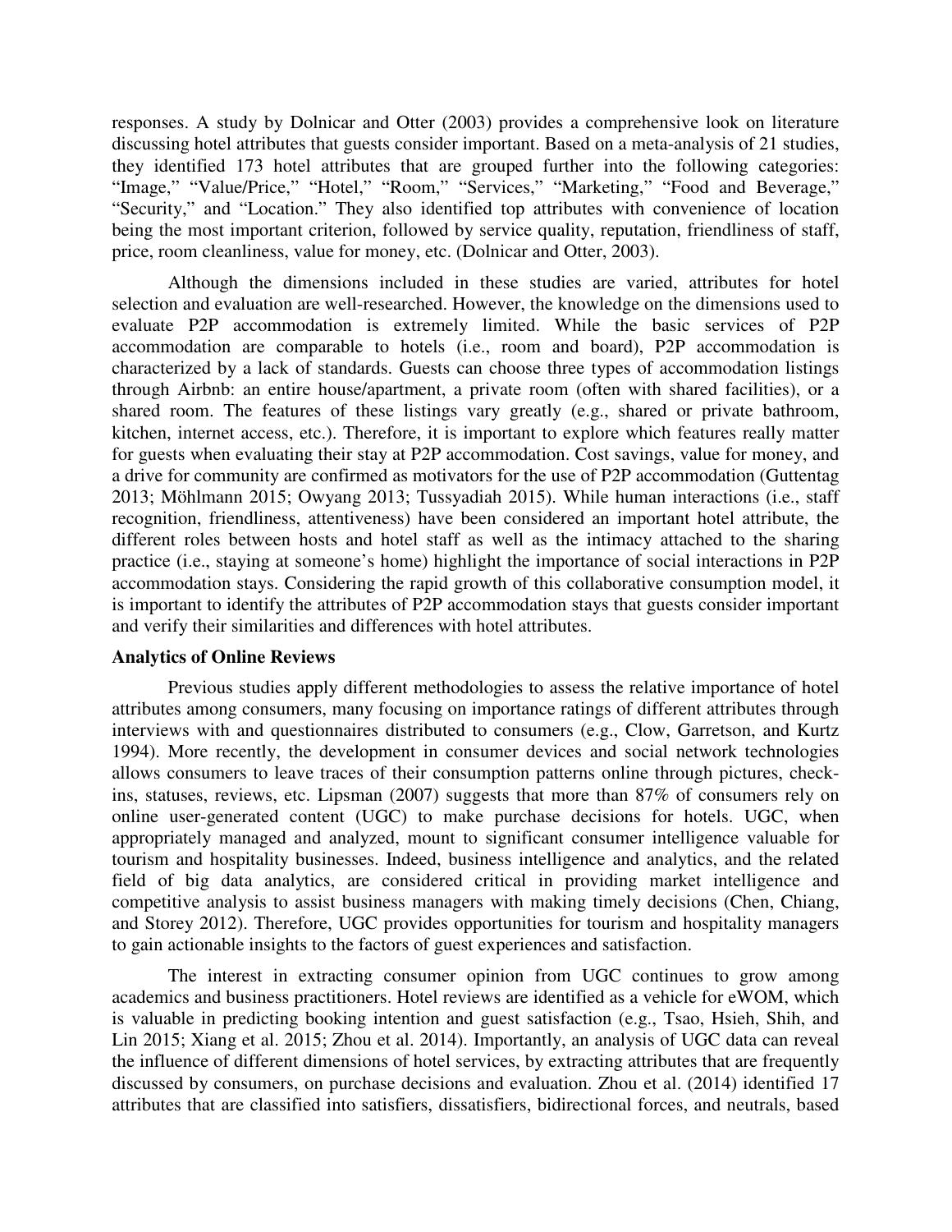responses. A study by Dolnicar and Otter (2003) provides a comprehensive look on literature discussing hotel attributes that guests consider important. Based on a meta-analysis of 21 studies, they identified 173 hotel attributes that are grouped further into the following categories: "Image," "Value/Price," "Hotel," "Room," "Services," "Marketing," "Food and Beverage," "Security," and "Location." They also identified top attributes with convenience of location being the most important criterion, followed by service quality, reputation, friendliness of staff, price, room cleanliness, value for money, etc. (Dolnicar and Otter, 2003).

Although the dimensions included in these studies are varied, attributes for hotel selection and evaluation are well-researched. However, the knowledge on the dimensions used to evaluate P2P accommodation is extremely limited. While the basic services of P2P accommodation are comparable to hotels (i.e., room and board), P2P accommodation is characterized by a lack of standards. Guests can choose three types of accommodation listings through Airbnb: an entire house/apartment, a private room (often with shared facilities), or a shared room. The features of these listings vary greatly (e.g., shared or private bathroom, kitchen, internet access, etc.). Therefore, it is important to explore which features really matter for guests when evaluating their stay at P2P accommodation. Cost savings, value for money, and a drive for community are confirmed as motivators for the use of P2P accommodation (Guttentag 2013; Möhlmann 2015; Owyang 2013; Tussyadiah 2015). While human interactions (i.e., staff recognition, friendliness, attentiveness) have been considered an important hotel attribute, the different roles between hosts and hotel staff as well as the intimacy attached to the sharing practice (i.e., staying at someone's home) highlight the importance of social interactions in P2P accommodation stays. Considering the rapid growth of this collaborative consumption model, it is important to identify the attributes of P2P accommodation stays that guests consider important and verify their similarities and differences with hotel attributes.

**Analytics of Online Reviews**

Previous studies apply different methodologies to assess the relative importance of hotel attributes among consumers, many focusing on importance ratings of different attributes through interviews with and questionnaires distributed to consumers (e.g., Clow, Garretson, and Kurtz 1994). More recently, the development in consumer devices and social network technologies allows consumers to leave traces of their consumption patterns online through pictures, check-ins, statuses, reviews, etc. Lipsman (2007) suggests that more than 87% of consumers rely on online user-generated content (UGC) to make purchase decisions for hotels. UGC, when appropriately managed and analyzed, mount to significant consumer intelligence valuable for tourism and hospitality businesses. Indeed, business intelligence and analytics, and the related field of big data analytics, are considered critical in providing market intelligence and competitive analysis to assist business managers with making timely decisions (Chen, Chiang, and Storey 2012). Therefore, UGC provides opportunities for tourism and hospitality managers to gain actionable insights to the factors of guest experiences and satisfaction.

The interest in extracting consumer opinion from UGC continues to grow among academics and business practitioners. Hotel reviews are identified as a vehicle for eWOM, which is valuable in predicting booking intention and guest satisfaction (e.g., Tsao, Hsieh, Shih, and Lin 2015; Xiang et al. 2015; Zhou et al. 2014). Importantly, an analysis of UGC data can reveal the influence of different dimensions of hotel services, by extracting attributes that are frequently discussed by consumers, on purchase decisions and evaluation. Zhou et al. (2014) identified 17 attributes that are classified into satisfiers, dissatisfiers, bidirectional forces, and neutrals, based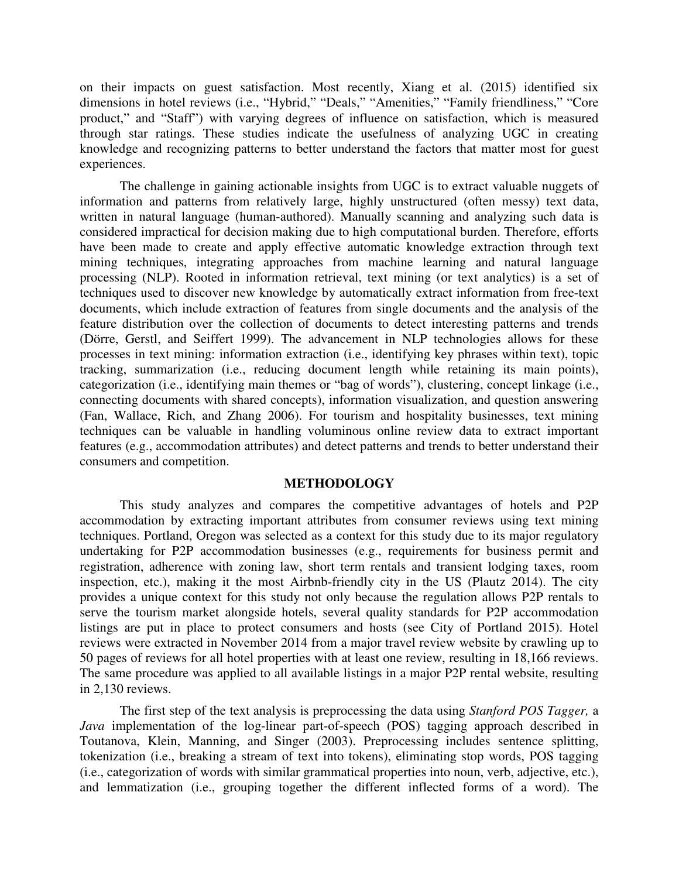on their impacts on guest satisfaction. Most recently, Xiang et al. (2015) identified six dimensions in hotel reviews (i.e., "Hybrid," "Deals," "Amenities," "Family friendliness," "Core product," and "Staff") with varying degrees of influence on satisfaction, which is measured through star ratings. These studies indicate the usefulness of analyzing UGC in creating knowledge and recognizing patterns to better understand the factors that matter most for guest experiences.

The challenge in gaining actionable insights from UGC is to extract valuable nuggets of information and patterns from relatively large, highly unstructured (often messy) text data, written in natural language (human-authored). Manually scanning and analyzing such data is considered impractical for decision making due to high computational burden. Therefore, efforts have been made to create and apply effective automatic knowledge extraction through text mining techniques, integrating approaches from machine learning and natural language processing (NLP). Rooted in information retrieval, text mining (or text analytics) is a set of techniques used to discover new knowledge by automatically extract information from free-text documents, which include extraction of features from single documents and the analysis of the feature distribution over the collection of documents to detect interesting patterns and trends (Dörre, Gerstl, and Seiffert 1999). The advancement in NLP technologies allows for these processes in text mining: information extraction (i.e., identifying key phrases within text), topic tracking, summarization (i.e., reducing document length while retaining its main points), categorization (i.e., identifying main themes or "bag of words"), clustering, concept linkage (i.e., connecting documents with shared concepts), information visualization, and question answering (Fan, Wallace, Rich, and Zhang 2006). For tourism and hospitality businesses, text mining techniques can be valuable in handling voluminous online review data to extract important features (e.g., accommodation attributes) and detect patterns and trends to better understand their consumers and competition.

## METHODOLOGY

This study analyzes and compares the competitive advantages of hotels and P2P accommodation by extracting important attributes from consumer reviews using text mining techniques. Portland, Oregon was selected as a context for this study due to its major regulatory undertaking for P2P accommodation businesses (e.g., requirements for business permit and registration, adherence with zoning law, short term rentals and transient lodging taxes, room inspection, etc.), making it the most Airbnb-friendly city in the US (Plautz 2014). The city provides a unique context for this study not only because the regulation allows P2P rentals to serve the tourism market alongside hotels, several quality standards for P2P accommodation listings are put in place to protect consumers and hosts (see City of Portland 2015). Hotel reviews were extracted in November 2014 from a major travel review website by crawling up to 50 pages of reviews for all hotel properties with at least one review, resulting in 18,166 reviews. The same procedure was applied to all available listings in a major P2P rental website, resulting in 2,130 reviews.

The first step of the text analysis is preprocessing the data using *Stanford POS Tagger,* a *Java* implementation of the log-linear part-of-speech (POS) tagging approach described in Toutanova, Klein, Manning, and Singer (2003). Preprocessing includes sentence splitting, tokenization (i.e., breaking a stream of text into tokens), eliminating stop words, POS tagging (i.e., categorization of words with similar grammatical properties into noun, verb, adjective, etc.), and lemmatization (i.e., grouping together the different inflected forms of a word). The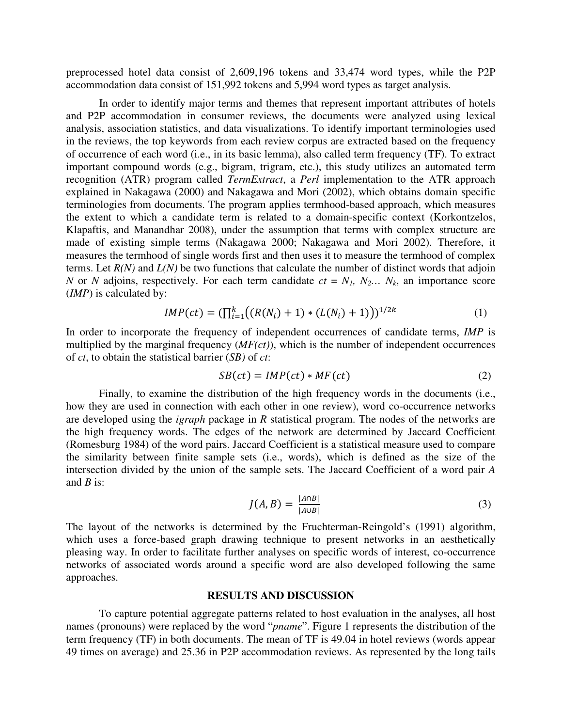preprocessed hotel data consist of 2,609,196 tokens and 33,474 word types, while the P2P accommodation data consist of 151,992 tokens and 5,994 word types as target analysis.

In order to identify major terms and themes that represent important attributes of hotels and P2P accommodation in consumer reviews, the documents were analyzed using lexical analysis, association statistics, and data visualizations. To identify important terminologies used in the reviews, the top keywords from each review corpus are extracted based on the frequency of occurrence of each word (i.e., in its basic lemma), also called term frequency (TF). To extract important compound words (e.g., bigram, trigram, etc.), this study utilizes an automated term recognition (ATR) program called *TermExtract*, a *Perl* implementation to the ATR approach explained in Nakagawa (2000) and Nakagawa and Mori (2002), which obtains domain specific terminologies from documents. The program applies termhood-based approach, which measures the extent to which a candidate term is related to a domain-specific context (Korkontzelos, Klapaftis, and Manandhar 2008), under the assumption that terms with complex structure are made of existing simple terms (Nakagawa 2000; Nakagawa and Mori 2002). Therefore, it measures the termhood of single words first and then uses it to measure the termhood of complex terms. Let $R(N)$ and $L(N)$ be two functions that calculate the number of distinct words that adjoin $N$ or $N$ adjoins, respectively. For each term candidate $ct = N_1, N_2 \ldots N_k$, an importance score ($IMP$) is calculated by:

$$IMP(ct) = \left(\prod_{i=1}^{k}\left((R(N_i) + 1) * (L(N_i) + 1)\right)\right)^{1/2k} \tag{1}$$

In order to incorporate the frequency of independent occurrences of candidate terms, $IMP$ is multiplied by the marginal frequency ($MF(ct)$), which is the number of independent occurrences of $ct$, to obtain the statistical barrier ($SB$) of $ct$:

$$SB(ct) = IMP(ct) * MF(ct) \tag{2}$$

Finally, to examine the distribution of the high frequency words in the documents (i.e., how they are used in connection with each other in one review), word co-occurrence networks are developed using the *igraph* package in *R* statistical program. The nodes of the networks are the high frequency words. The edges of the network are determined by Jaccard Coefficient (Romesburg 1984) of the word pairs. Jaccard Coefficient is a statistical measure used to compare the similarity between finite sample sets (i.e., words), which is defined as the size of the intersection divided by the union of the sample sets. The Jaccard Coefficient of a word pair $A$ and $B$ is:

$$J(A, B) = \frac{|A \cap B|}{|A \cup B|} \tag{3}$$

The layout of the networks is determined by the Fruchterman-Reingold's (1991) algorithm, which uses a force-based graph drawing technique to present networks in an aesthetically pleasing way. In order to facilitate further analyses on specific words of interest, co-occurrence networks of associated words around a specific word are also developed following the same approaches.

## RESULTS AND DISCUSSION

To capture potential aggregate patterns related to host evaluation in the analyses, all host names (pronouns) were replaced by the word "*pname*". Figure 1 represents the distribution of the term frequency (TF) in both documents. The mean of TF is 49.04 in hotel reviews (words appear 49 times on average) and 25.36 in P2P accommodation reviews. As represented by the long tails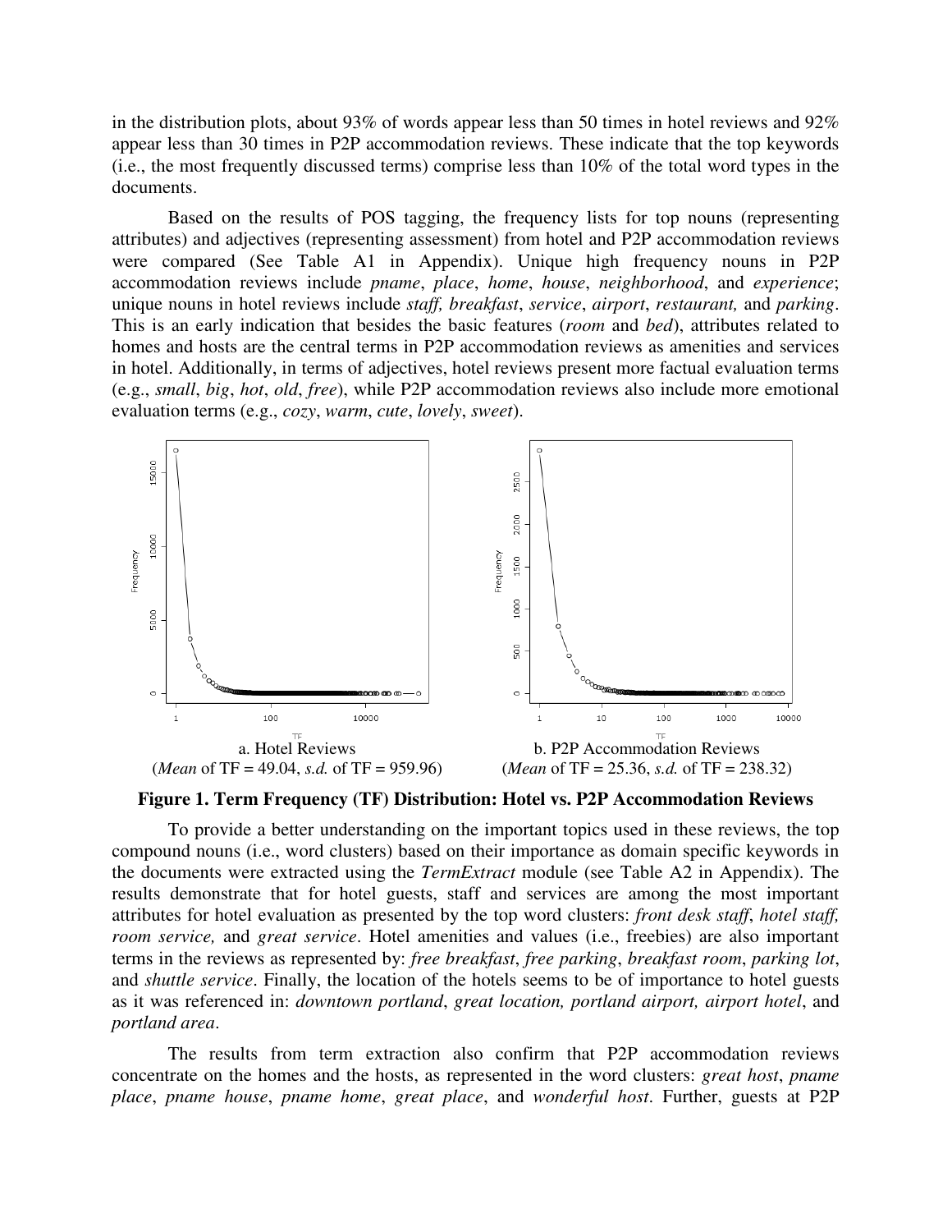in the distribution plots, about 93% of words appear less than 50 times in hotel reviews and 92% appear less than 30 times in P2P accommodation reviews. These indicate that the top keywords (i.e., the most frequently discussed terms) comprise less than 10% of the total word types in the documents.

Based on the results of POS tagging, the frequency lists for top nouns (representing attributes) and adjectives (representing assessment) from hotel and P2P accommodation reviews were compared (See Table A1 in Appendix). Unique high frequency nouns in P2P accommodation reviews include *pname*, *place*, *home*, *house*, *neighborhood*, and *experience*; unique nouns in hotel reviews include *staff, breakfast*, *service*, *airport*, *restaurant,* and *parking*. This is an early indication that besides the basic features (*room* and *bed*), attributes related to homes and hosts are the central terms in P2P accommodation reviews as amenities and services in hotel. Additionally, in terms of adjectives, hotel reviews present more factual evaluation terms (e.g., *small*, *big*, *hot*, *old*, *free*), while P2P accommodation reviews also include more emotional evaluation terms (e.g., *cozy*, *warm*, *cute*, *lovely*, *sweet*).

a. Hotel Reviews
(*Mean* of TF = 49.04, *s.d.* of TF = 959.96)

b. P2P Accommodation Reviews
(*Mean* of TF = 25.36, *s.d.* of TF = 238.32)

**Figure 1. Term Frequency (TF) Distribution: Hotel vs. P2P Accommodation Reviews**

To provide a better understanding on the important topics used in these reviews, the top compound nouns (i.e., word clusters) based on their importance as domain specific keywords in the documents were extracted using the *TermExtract* module (see Table A2 in Appendix). The results demonstrate that for hotel guests, staff and services are among the most important attributes for hotel evaluation as presented by the top word clusters: *front desk staff*, *hotel staff, room service,* and *great service*. Hotel amenities and values (i.e., freebies) are also important terms in the reviews as represented by: *free breakfast*, *free parking*, *breakfast room*, *parking lot*, and *shuttle service*. Finally, the location of the hotels seems to be of importance to hotel guests as it was referenced in: *downtown portland*, *great location, portland airport, airport hotel*, and *portland area*.

The results from term extraction also confirm that P2P accommodation reviews concentrate on the homes and the hosts, as represented in the word clusters: *great host*, *pname place*, *pname house*, *pname home*, *great place*, and *wonderful host*. Further, guests at P2P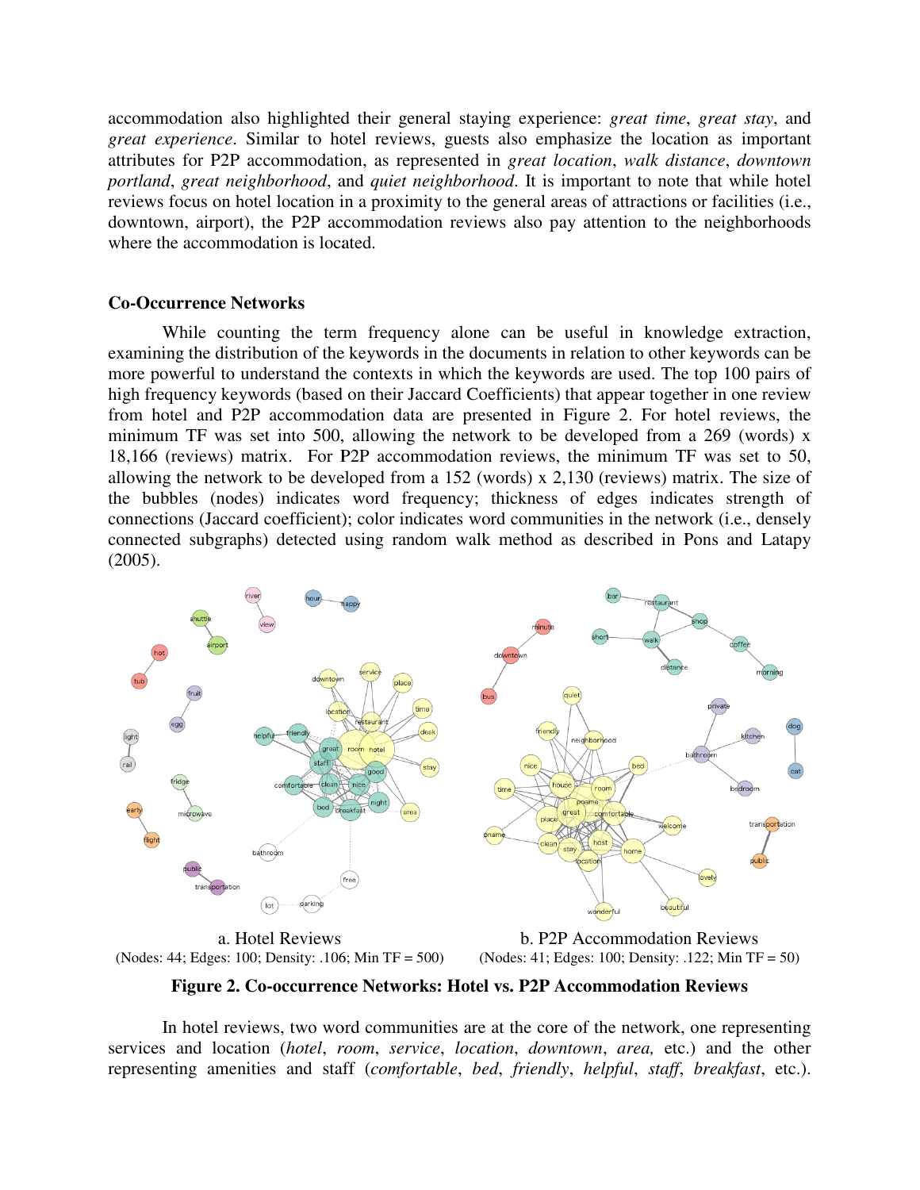accommodation also highlighted their general staying experience: *great time*, *great stay*, and *great experience*. Similar to hotel reviews, guests also emphasize the location as important attributes for P2P accommodation, as represented in *great location*, *walk distance*, *downtown portland*, *great neighborhood*, and *quiet neighborhood*. It is important to note that while hotel reviews focus on hotel location in a proximity to the general areas of attractions or facilities (i.e., downtown, airport), the P2P accommodation reviews also pay attention to the neighborhoods where the accommodation is located.

## Co-Occurrence Networks

While counting the term frequency alone can be useful in knowledge extraction, examining the distribution of the keywords in the documents in relation to other keywords can be more powerful to understand the contexts in which the keywords are used. The top 100 pairs of high frequency keywords (based on their Jaccard Coefficients) that appear together in one review from hotel and P2P accommodation data are presented in Figure 2. For hotel reviews, the minimum TF was set into 500, allowing the network to be developed from a 269 (words) x 18,166 (reviews) matrix. For P2P accommodation reviews, the minimum TF was set to 50, allowing the network to be developed from a 152 (words) x 2,130 (reviews) matrix. The size of the bubbles (nodes) indicates word frequency; thickness of edges indicates strength of connections (Jaccard coefficient); color indicates word communities in the network (i.e., densely connected subgraphs) detected using random walk method as described in Pons and Latapy (2005).

a. Hotel Reviews
(Nodes: 44; Edges: 100; Density: .106; Min TF = 500)

b. P2P Accommodation Reviews
(Nodes: 41; Edges: 100; Density: .122; Min TF = 50)

**Figure 2. Co-occurrence Networks: Hotel vs. P2P Accommodation Reviews**

In hotel reviews, two word communities are at the core of the network, one representing services and location (*hotel*, *room*, *service*, *location*, *downtown*, *area,* etc.) and the other representing amenities and staff (*comfortable*, *bed*, *friendly*, *helpful*, *staff*, *breakfast*, etc.).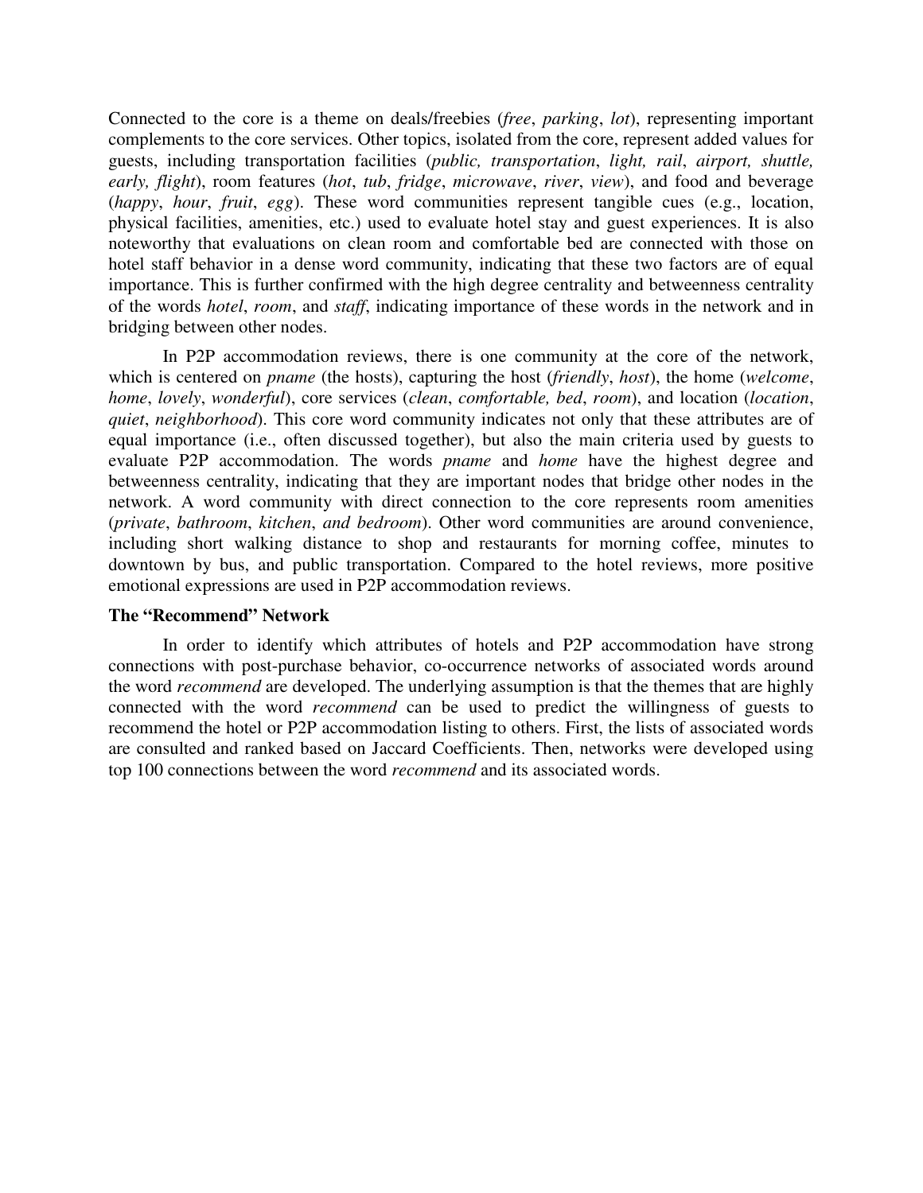Connected to the core is a theme on deals/freebies (*free*, *parking*, *lot*), representing important complements to the core services. Other topics, isolated from the core, represent added values for guests, including transportation facilities (*public, transportation*, *light, rail*, *airport, shuttle, early, flight*), room features (*hot*, *tub*, *fridge*, *microwave*, *river*, *view*), and food and beverage (*happy*, *hour*, *fruit*, *egg*). These word communities represent tangible cues (e.g., location, physical facilities, amenities, etc.) used to evaluate hotel stay and guest experiences. It is also noteworthy that evaluations on clean room and comfortable bed are connected with those on hotel staff behavior in a dense word community, indicating that these two factors are of equal importance. This is further confirmed with the high degree centrality and betweenness centrality of the words *hotel*, *room*, and *staff*, indicating importance of these words in the network and in bridging between other nodes.

In P2P accommodation reviews, there is one community at the core of the network, which is centered on *pname* (the hosts), capturing the host (*friendly*, *host*), the home (*welcome*, *home*, *lovely*, *wonderful*), core services (*clean*, *comfortable, bed*, *room*), and location (*location*, *quiet*, *neighborhood*). This core word community indicates not only that these attributes are of equal importance (i.e., often discussed together), but also the main criteria used by guests to evaluate P2P accommodation. The words *pname* and *home* have the highest degree and betweenness centrality, indicating that they are important nodes that bridge other nodes in the network. A word community with direct connection to the core represents room amenities (*private*, *bathroom*, *kitchen*, *and bedroom*). Other word communities are around convenience, including short walking distance to shop and restaurants for morning coffee, minutes to downtown by bus, and public transportation. Compared to the hotel reviews, more positive emotional expressions are used in P2P accommodation reviews.

**The "Recommend" Network**

In order to identify which attributes of hotels and P2P accommodation have strong connections with post-purchase behavior, co-occurrence networks of associated words around the word *recommend* are developed. The underlying assumption is that the themes that are highly connected with the word *recommend* can be used to predict the willingness of guests to recommend the hotel or P2P accommodation listing to others. First, the lists of associated words are consulted and ranked based on Jaccard Coefficients. Then, networks were developed using top 100 connections between the word *recommend* and its associated words.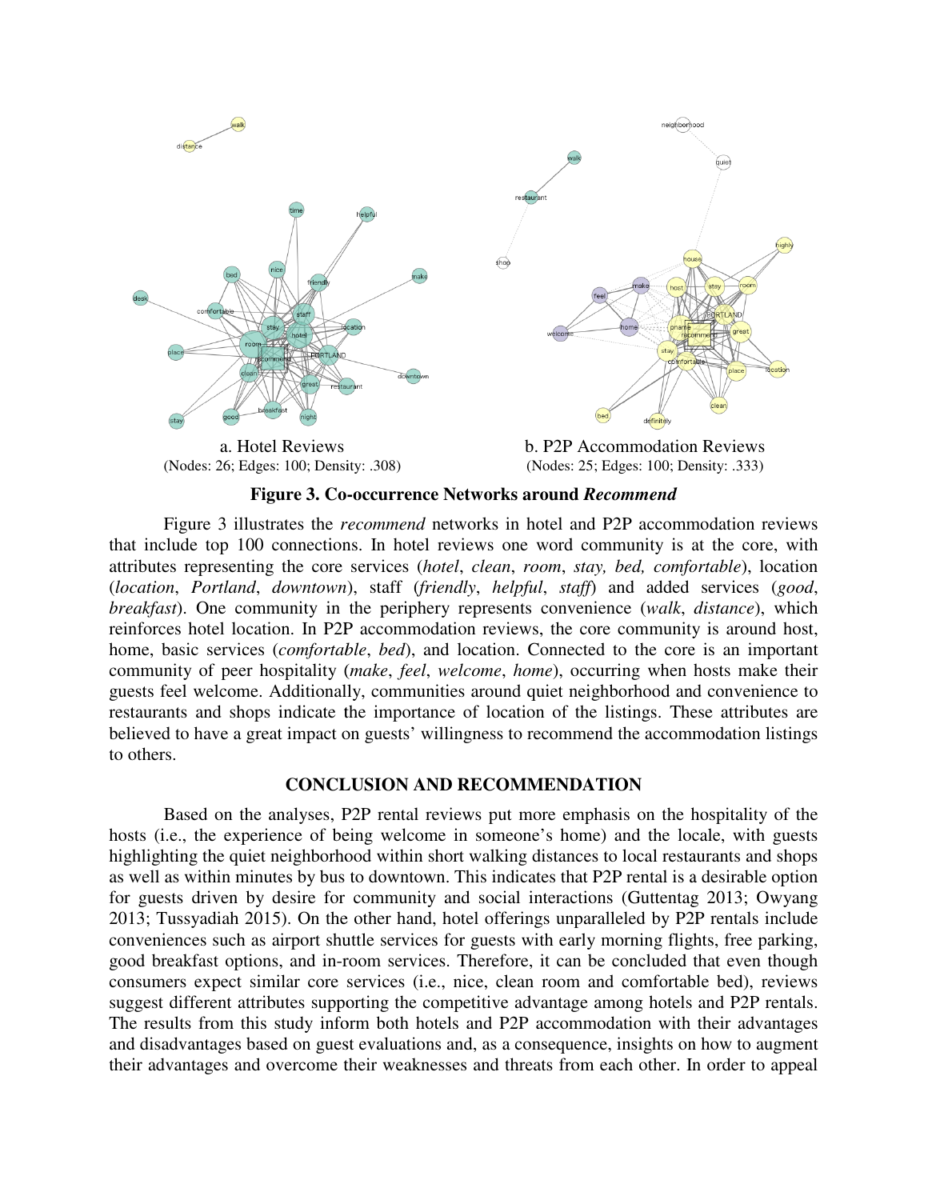a. Hotel Reviews
(Nodes: 26; Edges: 100; Density: .308)

b. P2P Accommodation Reviews
(Nodes: 25; Edges: 100; Density: .333)

**Figure 3. Co-occurrence Networks around *Recommend***

Figure 3 illustrates the *recommend* networks in hotel and P2P accommodation reviews that include top 100 connections. In hotel reviews one word community is at the core, with attributes representing the core services (*hotel*, *clean*, *room*, *stay, bed, comfortable*), location (*location*, *Portland*, *downtown*), staff (*friendly*, *helpful*, *staff*) and added services (*good*, *breakfast*). One community in the periphery represents convenience (*walk*, *distance*), which reinforces hotel location. In P2P accommodation reviews, the core community is around host, home, basic services (*comfortable*, *bed*), and location. Connected to the core is an important community of peer hospitality (*make*, *feel*, *welcome*, *home*), occurring when hosts make their guests feel welcome. Additionally, communities around quiet neighborhood and convenience to restaurants and shops indicate the importance of location of the listings. These attributes are believed to have a great impact on guests' willingness to recommend the accommodation listings to others.

## CONCLUSION AND RECOMMENDATION

Based on the analyses, P2P rental reviews put more emphasis on the hospitality of the hosts (i.e., the experience of being welcome in someone's home) and the locale, with guests highlighting the quiet neighborhood within short walking distances to local restaurants and shops as well as within minutes by bus to downtown. This indicates that P2P rental is a desirable option for guests driven by desire for community and social interactions (Guttentag 2013; Owyang 2013; Tussyadiah 2015). On the other hand, hotel offerings unparalleled by P2P rentals include conveniences such as airport shuttle services for guests with early morning flights, free parking, good breakfast options, and in-room services. Therefore, it can be concluded that even though consumers expect similar core services (i.e., nice, clean room and comfortable bed), reviews suggest different attributes supporting the competitive advantage among hotels and P2P rentals. The results from this study inform both hotels and P2P accommodation with their advantages and disadvantages based on guest evaluations and, as a consequence, insights on how to augment their advantages and overcome their weaknesses and threats from each other. In order to appeal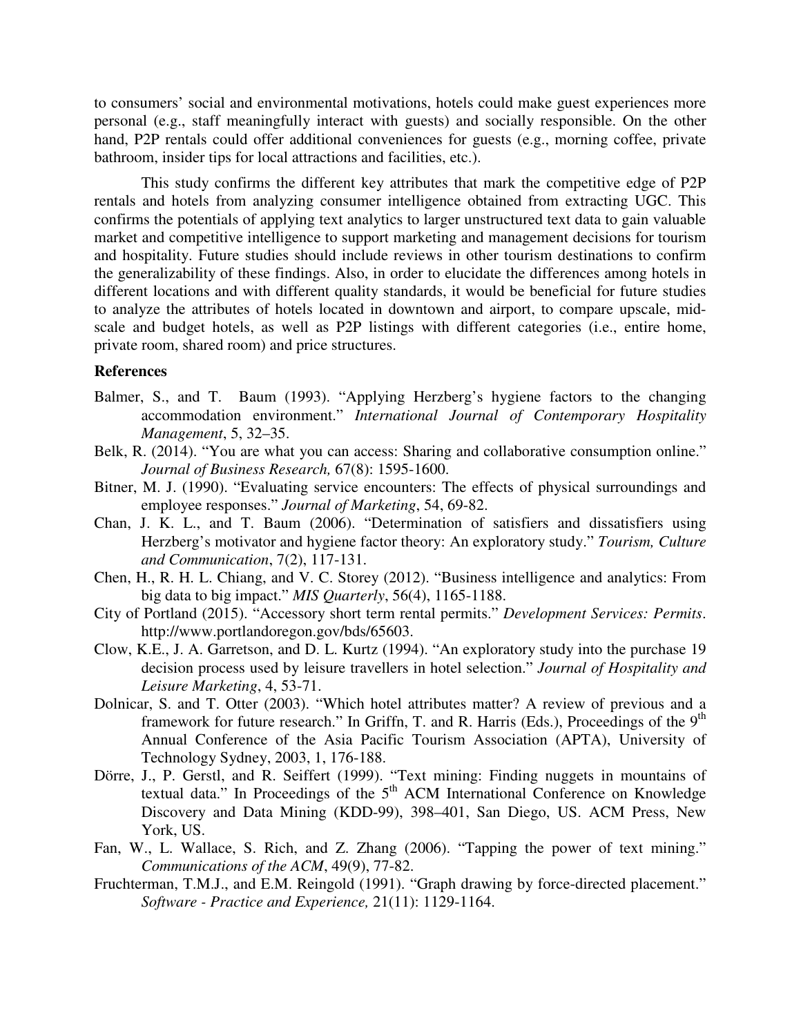to consumers' social and environmental motivations, hotels could make guest experiences more personal (e.g., staff meaningfully interact with guests) and socially responsible. On the other hand, P2P rentals could offer additional conveniences for guests (e.g., morning coffee, private bathroom, insider tips for local attractions and facilities, etc.).

This study confirms the different key attributes that mark the competitive edge of P2P rentals and hotels from analyzing consumer intelligence obtained from extracting UGC. This confirms the potentials of applying text analytics to larger unstructured text data to gain valuable market and competitive intelligence to support marketing and management decisions for tourism and hospitality. Future studies should include reviews in other tourism destinations to confirm the generalizability of these findings. Also, in order to elucidate the differences among hotels in different locations and with different quality standards, it would be beneficial for future studies to analyze the attributes of hotels located in downtown and airport, to compare upscale, mid-scale and budget hotels, as well as P2P listings with different categories (i.e., entire home, private room, shared room) and price structures.

**References**

Balmer, S., and T. Baum (1993). "Applying Herzberg's hygiene factors to the changing accommodation environment." *International Journal of Contemporary Hospitality Management*, 5, 32–35.

Belk, R. (2014). "You are what you can access: Sharing and collaborative consumption online." *Journal of Business Research,* 67(8): 1595-1600.

Bitner, M. J. (1990). "Evaluating service encounters: The effects of physical surroundings and employee responses." *Journal of Marketing*, 54, 69-82.

Chan, J. K. L., and T. Baum (2006). "Determination of satisfiers and dissatisfiers using Herzberg's motivator and hygiene factor theory: An exploratory study." *Tourism, Culture and Communication*, 7(2), 117-131.

Chen, H., R. H. L. Chiang, and V. C. Storey (2012). "Business intelligence and analytics: From big data to big impact." *MIS Quarterly*, 56(4), 1165-1188.

City of Portland (2015). "Accessory short term rental permits." *Development Services: Permits*. http://www.portlandoregon.gov/bds/65603.

Clow, K.E., J. A. Garretson, and D. L. Kurtz (1994). "An exploratory study into the purchase 19 decision process used by leisure travellers in hotel selection." *Journal of Hospitality and Leisure Marketing*, 4, 53-71.

Dolnicar, S. and T. Otter (2003). "Which hotel attributes matter? A review of previous and a framework for future research." In Griffn, T. and R. Harris (Eds.), Proceedings of the 9th Annual Conference of the Asia Pacific Tourism Association (APTA), University of Technology Sydney, 2003, 1, 176-188.

Dörre, J., P. Gerstl, and R. Seiffert (1999). "Text mining: Finding nuggets in mountains of textual data." In Proceedings of the 5th ACM International Conference on Knowledge Discovery and Data Mining (KDD-99), 398–401, San Diego, US. ACM Press, New York, US.

Fan, W., L. Wallace, S. Rich, and Z. Zhang (2006). "Tapping the power of text mining." *Communications of the ACM*, 49(9), 77-82.

Fruchterman, T.M.J., and E.M. Reingold (1991). "Graph drawing by force-directed placement." *Software - Practice and Experience,* 21(11): 1129-1164.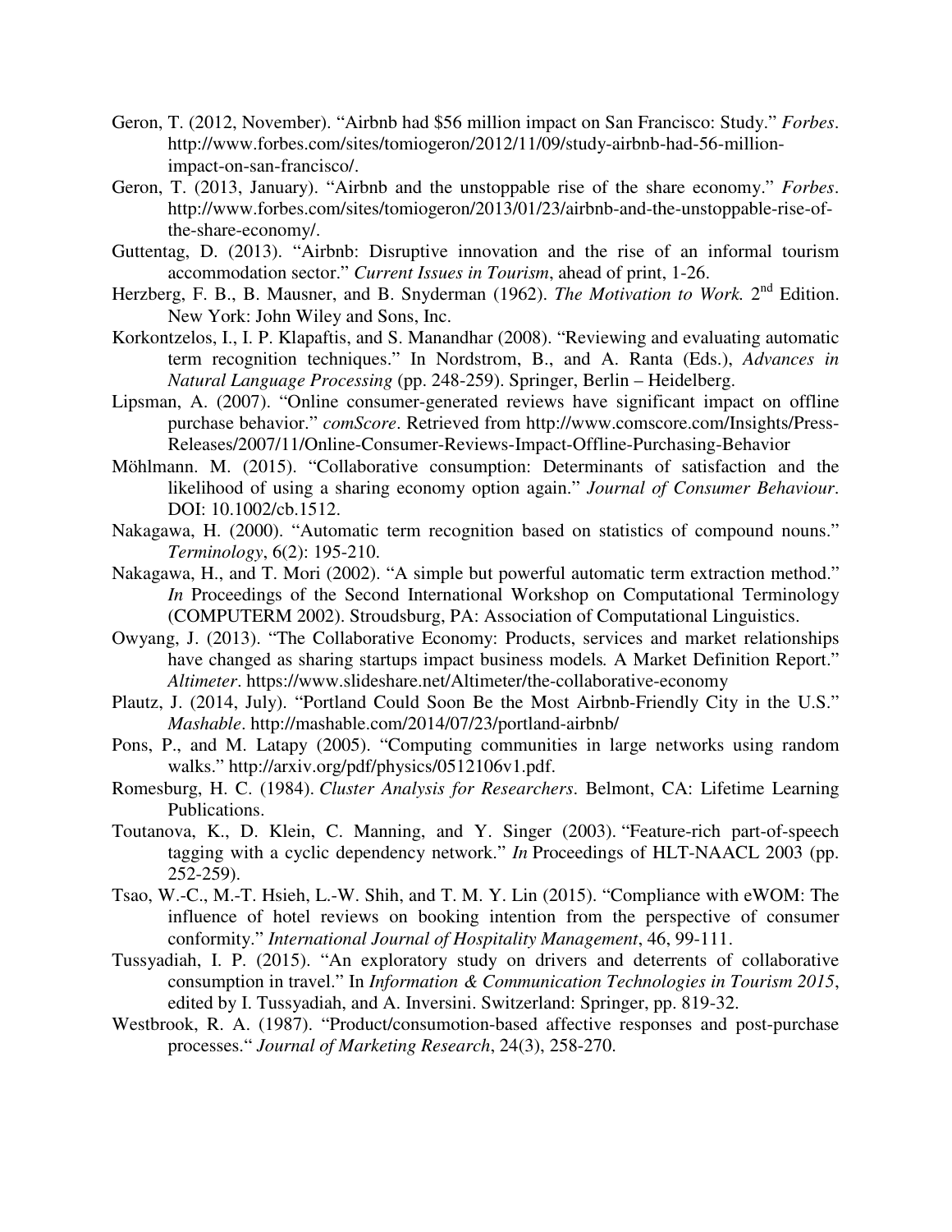Geron, T. (2012, November). "Airbnb had $56 million impact on San Francisco: Study." *Forbes*. http://www.forbes.com/sites/tomiogeron/2012/11/09/study-airbnb-had-56-million-impact-on-san-francisco/.

Geron, T. (2013, January). "Airbnb and the unstoppable rise of the share economy." *Forbes*. http://www.forbes.com/sites/tomiogeron/2013/01/23/airbnb-and-the-unstoppable-rise-of-the-share-economy/.

Guttentag, D. (2013). "Airbnb: Disruptive innovation and the rise of an informal tourism accommodation sector." *Current Issues in Tourism*, ahead of print, 1-26.

Herzberg, F. B., B. Mausner, and B. Snyderman (1962). *The Motivation to Work.* 2nd Edition. New York: John Wiley and Sons, Inc.

Korkontzelos, I., I. P. Klapaftis, and S. Manandhar (2008). "Reviewing and evaluating automatic term recognition techniques." In Nordstrom, B., and A. Ranta (Eds.), *Advances in Natural Language Processing* (pp. 248-259). Springer, Berlin – Heidelberg.

Lipsman, A. (2007). "Online consumer-generated reviews have significant impact on offline purchase behavior." *comScore*. Retrieved from http://www.comscore.com/Insights/Press-Releases/2007/11/Online-Consumer-Reviews-Impact-Offline-Purchasing-Behavior

Möhlmann. M. (2015). "Collaborative consumption: Determinants of satisfaction and the likelihood of using a sharing economy option again." *Journal of Consumer Behaviour*. DOI: 10.1002/cb.1512.

Nakagawa, H. (2000). "Automatic term recognition based on statistics of compound nouns." *Terminology*, 6(2): 195-210.

Nakagawa, H., and T. Mori (2002). "A simple but powerful automatic term extraction method." *In* Proceedings of the Second International Workshop on Computational Terminology (COMPUTERM 2002). Stroudsburg, PA: Association of Computational Linguistics.

Owyang, J. (2013). "The Collaborative Economy: Products, services and market relationships have changed as sharing startups impact business models*.* A Market Definition Report." *Altimeter*. https://www.slideshare.net/Altimeter/the-collaborative-economy

Plautz, J. (2014, July). "Portland Could Soon Be the Most Airbnb-Friendly City in the U.S." *Mashable*. http://mashable.com/2014/07/23/portland-airbnb/

Pons, P., and M. Latapy (2005). "Computing communities in large networks using random walks." http://arxiv.org/pdf/physics/0512106v1.pdf.

Romesburg, H. C. (1984). *Cluster Analysis for Researchers*. Belmont, CA: Lifetime Learning Publications.

Toutanova, K., D. Klein, C. Manning, and Y. Singer (2003). "Feature-rich part-of-speech tagging with a cyclic dependency network." *In* Proceedings of HLT-NAACL 2003 (pp. 252-259).

Tsao, W.-C., M.-T. Hsieh, L.-W. Shih, and T. M. Y. Lin (2015). "Compliance with eWOM: The influence of hotel reviews on booking intention from the perspective of consumer conformity." *International Journal of Hospitality Management*, 46, 99-111.

Tussyadiah, I. P. (2015). "An exploratory study on drivers and deterrents of collaborative consumption in travel." In *Information & Communication Technologies in Tourism 2015*, edited by I. Tussyadiah, and A. Inversini. Switzerland: Springer, pp. 819-32.

Westbrook, R. A. (1987). "Product/consumotion-based affective responses and post-purchase processes." *Journal of Marketing Research*, 24(3), 258-270.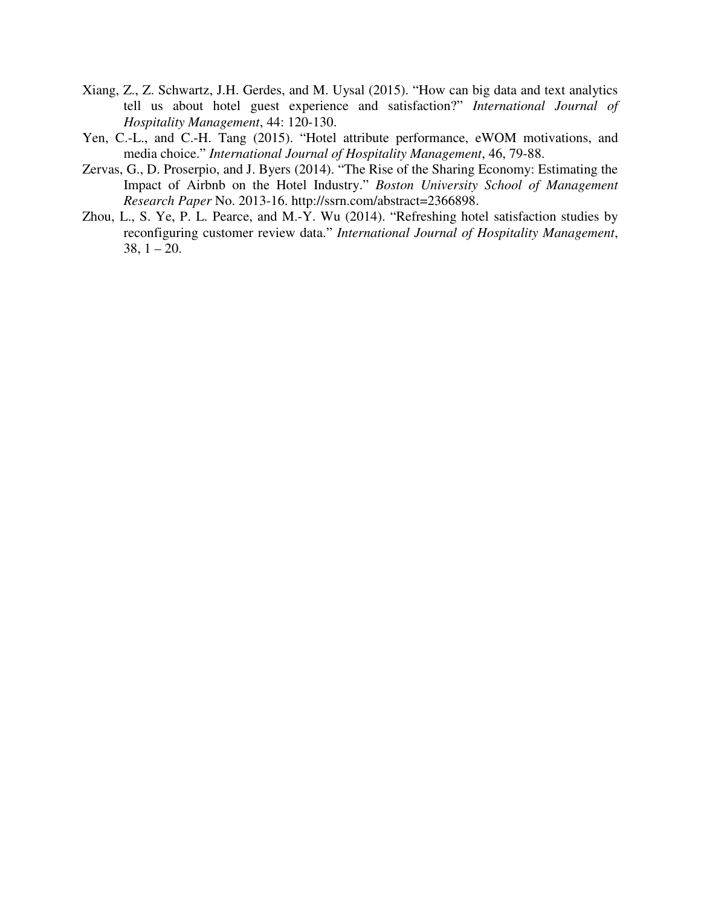Xiang, Z., Z. Schwartz, J.H. Gerdes, and M. Uysal (2015). “How can big data and text analytics tell us about hotel guest experience and satisfaction?” *International Journal of Hospitality Management*, 44: 120-130.

Yen, C.-L., and C.-H. Tang (2015). “Hotel attribute performance, eWOM motivations, and media choice.” *International Journal of Hospitality Management*, 46, 79-88.

Zervas, G., D. Proserpio, and J. Byers (2014). “The Rise of the Sharing Economy: Estimating the Impact of Airbnb on the Hotel Industry.” *Boston University School of Management Research Paper* No. 2013-16. http://ssrn.com/abstract=2366898.

Zhou, L., S. Ye, P. L. Pearce, and M.-Y. Wu (2014). “Refreshing hotel satisfaction studies by reconfiguring customer review data.” *International Journal of Hospitality Management*, 38, 1 – 20.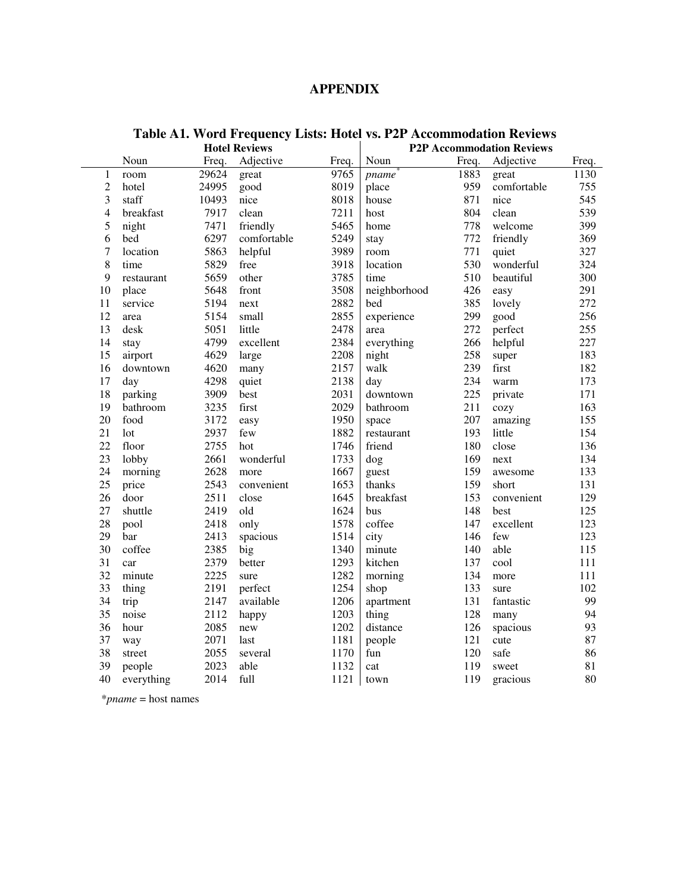# APPENDIX

**Table A1. Word Frequency Lists: Hotel vs. P2P Accommodation Reviews**

| | **Hotel Reviews** | | | | **P2P Accommodation Reviews** | | | |
|---|---|---|---|---|---|---|---|---|
| | Noun | Freq. | Adjective | Freq. | Noun | Freq. | Adjective | Freq. |
| 1 | room | 29624 | great | 9765 | *pname*[*] | 1883 | great | 1130 |
| 2 | hotel | 24995 | good | 8019 | place | 959 | comfortable | 755 |
| 3 | staff | 10493 | nice | 8018 | house | 871 | nice | 545 |
| 4 | breakfast | 7917 | clean | 7211 | host | 804 | clean | 539 |
| 5 | night | 7471 | friendly | 5465 | home | 778 | welcome | 399 |
| 6 | bed | 6297 | comfortable | 5249 | stay | 772 | friendly | 369 |
| 7 | location | 5863 | helpful | 3989 | room | 771 | quiet | 327 |
| 8 | time | 5829 | free | 3918 | location | 530 | wonderful | 324 |
| 9 | restaurant | 5659 | other | 3785 | time | 510 | beautiful | 300 |
| 10 | place | 5648 | front | 3508 | neighborhood | 426 | easy | 291 |
| 11 | service | 5194 | next | 2882 | bed | 385 | lovely | 272 |
| 12 | area | 5154 | small | 2855 | experience | 299 | good | 256 |
| 13 | desk | 5051 | little | 2478 | area | 272 | perfect | 255 |
| 14 | stay | 4799 | excellent | 2384 | everything | 266 | helpful | 227 |
| 15 | airport | 4629 | large | 2208 | night | 258 | super | 183 |
| 16 | downtown | 4620 | many | 2157 | walk | 239 | first | 182 |
| 17 | day | 4298 | quiet | 2138 | day | 234 | warm | 173 |
| 18 | parking | 3909 | best | 2031 | downtown | 225 | private | 171 |
| 19 | bathroom | 3235 | first | 2029 | bathroom | 211 | cozy | 163 |
| 20 | food | 3172 | easy | 1950 | space | 207 | amazing | 155 |
| 21 | lot | 2937 | few | 1882 | restaurant | 193 | little | 154 |
| 22 | floor | 2755 | hot | 1746 | friend | 180 | close | 136 |
| 23 | lobby | 2661 | wonderful | 1733 | dog | 169 | next | 134 |
| 24 | morning | 2628 | more | 1667 | guest | 159 | awesome | 133 |
| 25 | price | 2543 | convenient | 1653 | thanks | 159 | short | 131 |
| 26 | door | 2511 | close | 1645 | breakfast | 153 | convenient | 129 |
| 27 | shuttle | 2419 | old | 1624 | bus | 148 | best | 125 |
| 28 | pool | 2418 | only | 1578 | coffee | 147 | excellent | 123 |
| 29 | bar | 2413 | spacious | 1514 | city | 146 | few | 123 |
| 30 | coffee | 2385 | big | 1340 | minute | 140 | able | 115 |
| 31 | car | 2379 | better | 1293 | kitchen | 137 | cool | 111 |
| 32 | minute | 2225 | sure | 1282 | morning | 134 | more | 111 |
| 33 | thing | 2191 | perfect | 1254 | shop | 133 | sure | 102 |
| 34 | trip | 2147 | available | 1206 | apartment | 131 | fantastic | 99 |
| 35 | noise | 2112 | happy | 1203 | thing | 128 | many | 94 |
| 36 | hour | 2085 | new | 1202 | distance | 126 | spacious | 93 |
| 37 | way | 2071 | last | 1181 | people | 121 | cute | 87 |
| 38 | street | 2055 | several | 1170 | fun | 120 | safe | 86 |
| 39 | people | 2023 | able | 1132 | cat | 119 | sweet | 81 |
| 40 | everything | 2014 | full | 1121 | town | 119 | gracious | 80 |

**pname* = host names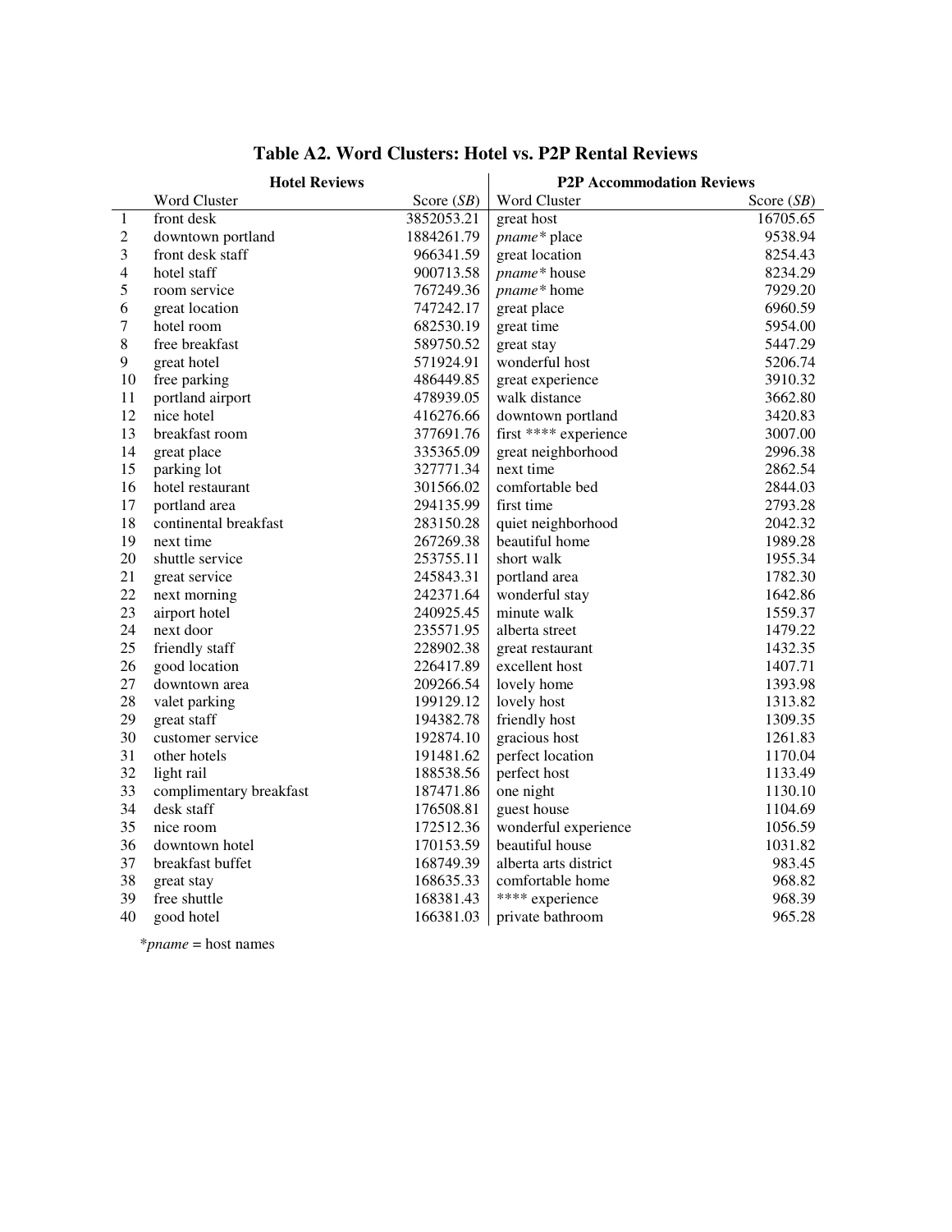## Table A2. Word Clusters: Hotel vs. P2P Rental Reviews

| | Hotel Reviews | | P2P Accommodation Reviews | |
|---|---|---|---|---|
| | Word Cluster | Score (*SB*) | Word Cluster | Score (*SB*) |
| 1 | front desk | 3852053.21 | great host | 16705.65 |
| 2 | downtown portland | 1884261.79 | *pname** place | 9538.94 |
| 3 | front desk staff | 966341.59 | great location | 8254.43 |
| 4 | hotel staff | 900713.58 | *pname** house | 8234.29 |
| 5 | room service | 767249.36 | *pname** home | 7929.20 |
| 6 | great location | 747242.17 | great place | 6960.59 |
| 7 | hotel room | 682530.19 | great time | 5954.00 |
| 8 | free breakfast | 589750.52 | great stay | 5447.29 |
| 9 | great hotel | 571924.91 | wonderful host | 5206.74 |
| 10 | free parking | 486449.85 | great experience | 3910.32 |
| 11 | portland airport | 478939.05 | walk distance | 3662.80 |
| 12 | nice hotel | 416276.66 | downtown portland | 3420.83 |
| 13 | breakfast room | 377691.76 | first **** experience | 3007.00 |
| 14 | great place | 335365.09 | great neighborhood | 2996.38 |
| 15 | parking lot | 327771.34 | next time | 2862.54 |
| 16 | hotel restaurant | 301566.02 | comfortable bed | 2844.03 |
| 17 | portland area | 294135.99 | first time | 2793.28 |
| 18 | continental breakfast | 283150.28 | quiet neighborhood | 2042.32 |
| 19 | next time | 267269.38 | beautiful home | 1989.28 |
| 20 | shuttle service | 253755.11 | short walk | 1955.34 |
| 21 | great service | 245843.31 | portland area | 1782.30 |
| 22 | next morning | 242371.64 | wonderful stay | 1642.86 |
| 23 | airport hotel | 240925.45 | minute walk | 1559.37 |
| 24 | next door | 235571.95 | alberta street | 1479.22 |
| 25 | friendly staff | 228902.38 | great restaurant | 1432.35 |
| 26 | good location | 226417.89 | excellent host | 1407.71 |
| 27 | downtown area | 209266.54 | lovely home | 1393.98 |
| 28 | valet parking | 199129.12 | lovely host | 1313.82 |
| 29 | great staff | 194382.78 | friendly host | 1309.35 |
| 30 | customer service | 192874.10 | gracious host | 1261.83 |
| 31 | other hotels | 191481.62 | perfect location | 1170.04 |
| 32 | light rail | 188538.56 | perfect host | 1133.49 |
| 33 | complimentary breakfast | 187471.86 | one night | 1130.10 |
| 34 | desk staff | 176508.81 | guest house | 1104.69 |
| 35 | nice room | 172512.36 | wonderful experience | 1056.59 |
| 36 | downtown hotel | 170153.59 | beautiful house | 1031.82 |
| 37 | breakfast buffet | 168749.39 | alberta arts district | 983.45 |
| 38 | great stay | 168635.33 | comfortable home | 968.82 |
| 39 | free shuttle | 168381.43 | **** experience | 968.39 |
| 40 | good hotel | 166381.03 | private bathroom | 965.28 |

**pname* = host names